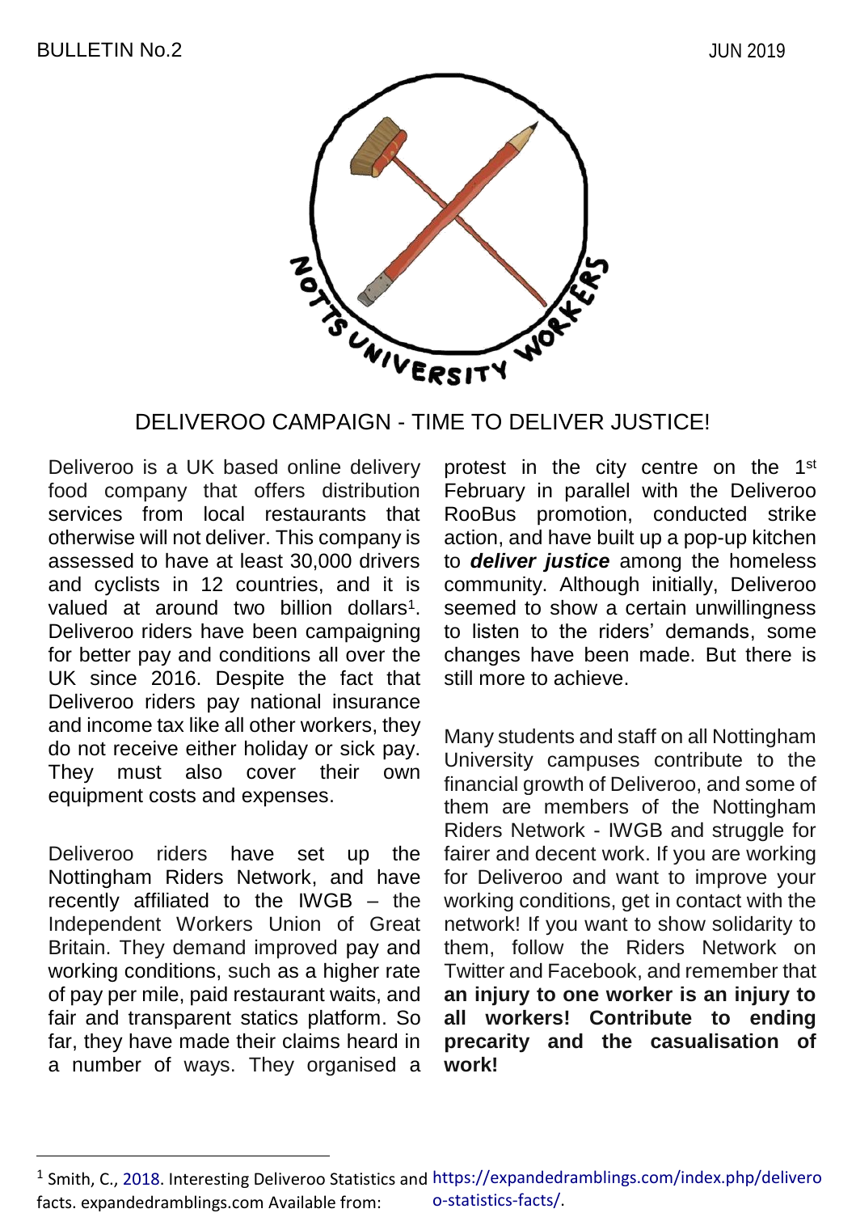BULLETIN No.2

JUN 2019

NOTTS UNIVERSITY WORKERS

# DELIVEROO CAMPAIGN - TIME TO DELIVER JUSTICE!

Deliveroo is a UK based online delivery food company that offers distribution services from local restaurants that otherwise will not deliver. This company is assessed to have at least 30,000 drivers and cyclists in 12 countries, and it is valued at around two billion dollars[1]. Deliveroo riders have been campaigning for better pay and conditions all over the UK since 2016. Despite the fact that Deliveroo riders pay national insurance and income tax like all other workers, they do not receive either holiday or sick pay. They must also cover their own equipment costs and expenses.

Deliveroo riders have set up the Nottingham Riders Network, and have recently affiliated to the IWGB – the Independent Workers Union of Great Britain. They demand improved pay and working conditions, such as a higher rate of pay per mile, paid restaurant waits, and fair and transparent statics platform. So far, they have made their claims heard in a number of ways. They organised a protest in the city centre on the 1st February in parallel with the Deliveroo RooBus promotion, conducted strike action, and have built up a pop-up kitchen to ***deliver justice*** among the homeless community. Although initially, Deliveroo seemed to show a certain unwillingness to listen to the riders' demands, some changes have been made. But there is still more to achieve.

Many students and staff on all Nottingham University campuses contribute to the financial growth of Deliveroo, and some of them are members of the Nottingham Riders Network - IWGB and struggle for fairer and decent work. If you are working for Deliveroo and want to improve your working conditions, get in contact with the network! If you want to show solidarity to them, follow the Riders Network on Twitter and Facebook, and remember that **an injury to one worker is an injury to all workers! Contribute to ending precarity and the casualisation of work!**

---

[1] Smith, C., 2018. Interesting Deliveroo Statistics and facts. expandedramblings.com Available from: https://expandedramblings.com/index.php/deliveroo-statistics-facts/.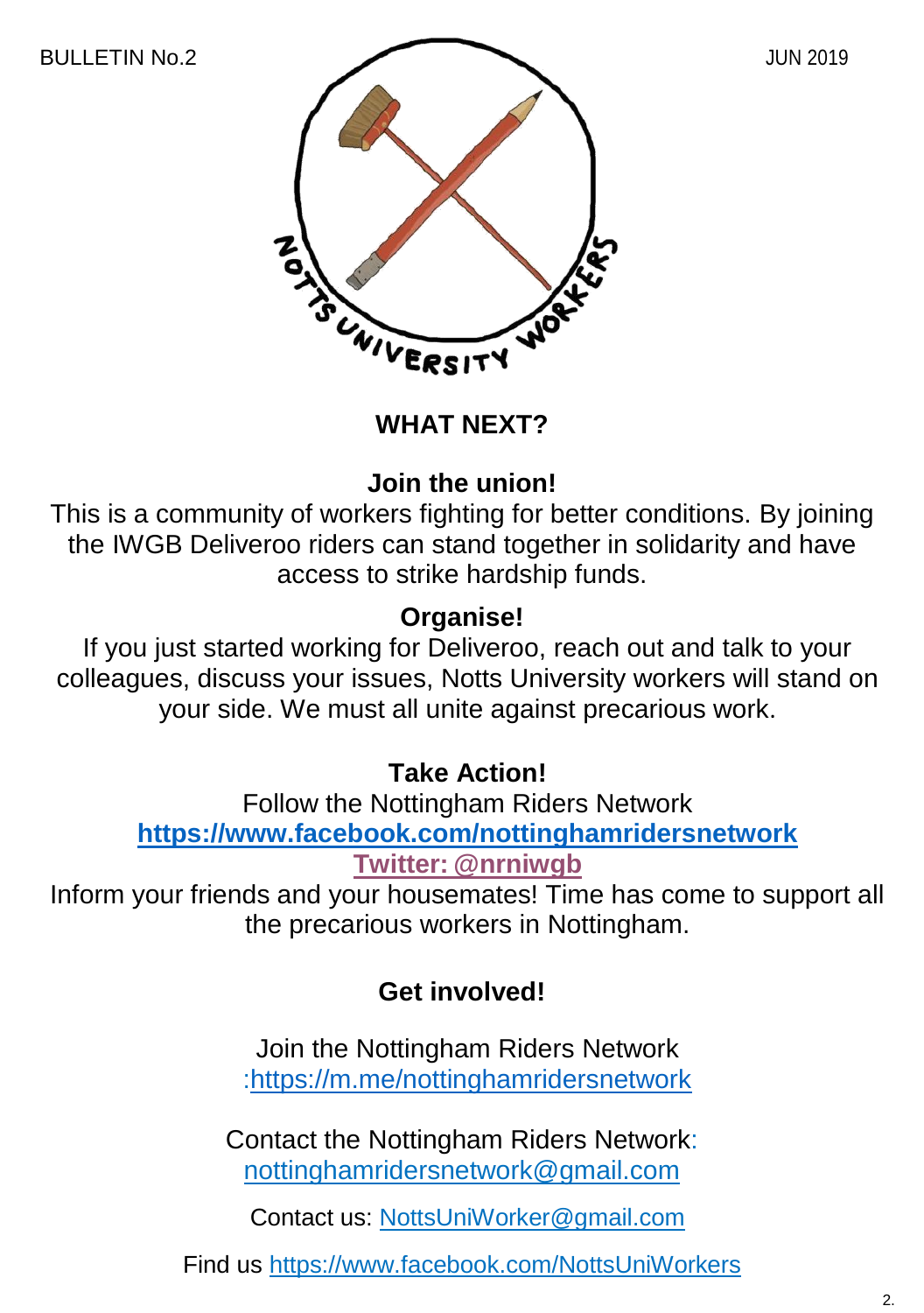BULLETIN No.2

JUN 2019

NOTTS UNIVERSITY WORKERS

## WHAT NEXT?

### Join the union!

This is a community of workers fighting for better conditions. By joining the IWGB Deliveroo riders can stand together in solidarity and have access to strike hardship funds.

### Organise!

If you just started working for Deliveroo, reach out and talk to your colleagues, discuss your issues, Notts University workers will stand on your side. We must all unite against precarious work.

### Take Action!

Follow the Nottingham Riders Network

**https://www.facebook.com/nottinghamridersnetwork**

**Twitter: @nrniwgb**

Inform your friends and your housemates! Time has come to support all the precarious workers in Nottingham.

### Get involved!

Join the Nottingham Riders Network :https://m.me/nottinghamridersnetwork

Contact the Nottingham Riders Network: nottinghamridersnetwork@gmail.com

Contact us: NottsUniWorker@gmail.com

Find us https://www.facebook.com/NottsUniWorkers